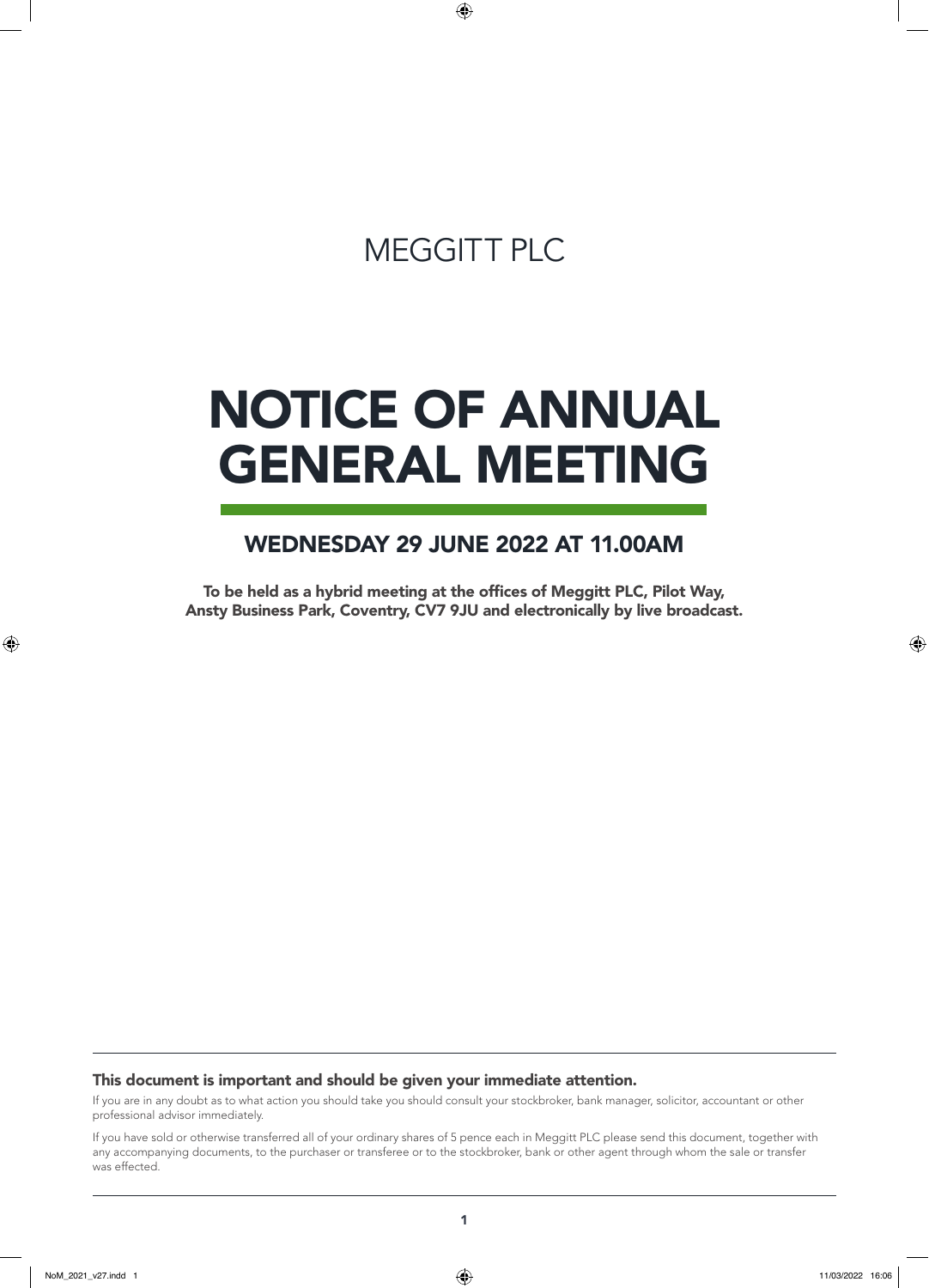MEGGITT PLC

# NOTICE OF ANNUAL GENERAL MEETING

## WEDNESDAY 29 JUNE 2022 AT 11.00AM

**To be held as a hybrid meeting at the offices of Meggitt PLC, Pilot Way, Ansty Business Park, Coventry, CV7 9JU and electronically by live broadcast.**

---

**This document is important and should be given your immediate attention.**

If you are in any doubt as to what action you should take you should consult your stockbroker, bank manager, solicitor, accountant or other professional advisor immediately.

If you have sold or otherwise transferred all of your ordinary shares of 5 pence each in Meggitt PLC please send this document, together with any accompanying documents, to the purchaser or transferee or to the stockbroker, bank or other agent through whom the sale or transfer was effected.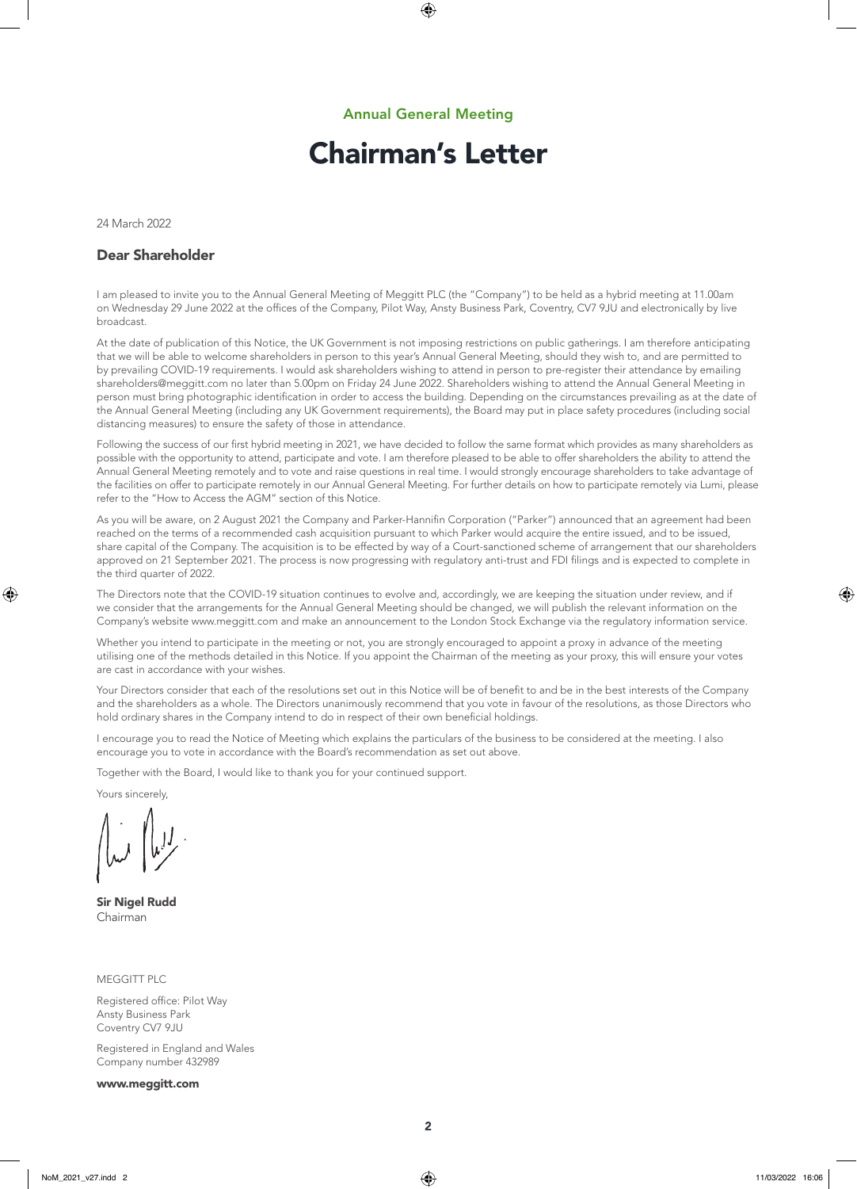Annual General Meeting

# Chairman's Letter

24 March 2022

## Dear Shareholder

I am pleased to invite you to the Annual General Meeting of Meggitt PLC (the "Company") to be held as a hybrid meeting at 11.00am on Wednesday 29 June 2022 at the offices of the Company, Pilot Way, Ansty Business Park, Coventry, CV7 9JU and electronically by live broadcast.

At the date of publication of this Notice, the UK Government is not imposing restrictions on public gatherings. I am therefore anticipating that we will be able to welcome shareholders in person to this year's Annual General Meeting, should they wish to, and are permitted to by prevailing COVID-19 requirements. I would ask shareholders wishing to attend in person to pre-register their attendance by emailing shareholders@meggitt.com no later than 5.00pm on Friday 24 June 2022. Shareholders wishing to attend the Annual General Meeting in person must bring photographic identification in order to access the building. Depending on the circumstances prevailing as at the date of the Annual General Meeting (including any UK Government requirements), the Board may put in place safety procedures (including social distancing measures) to ensure the safety of those in attendance.

Following the success of our first hybrid meeting in 2021, we have decided to follow the same format which provides as many shareholders as possible with the opportunity to attend, participate and vote. I am therefore pleased to be able to offer shareholders the ability to attend the Annual General Meeting remotely and to vote and raise questions in real time. I would strongly encourage shareholders to take advantage of the facilities on offer to participate remotely in our Annual General Meeting. For further details on how to participate remotely via Lumi, please refer to the "How to Access the AGM" section of this Notice.

As you will be aware, on 2 August 2021 the Company and Parker-Hannifin Corporation ("Parker") announced that an agreement had been reached on the terms of a recommended cash acquisition pursuant to which Parker would acquire the entire issued, and to be issued, share capital of the Company. The acquisition is to be effected by way of a Court-sanctioned scheme of arrangement that our shareholders approved on 21 September 2021. The process is now progressing with regulatory anti-trust and FDI filings and is expected to complete in the third quarter of 2022.

The Directors note that the COVID-19 situation continues to evolve and, accordingly, we are keeping the situation under review, and if we consider that the arrangements for the Annual General Meeting should be changed, we will publish the relevant information on the Company's website www.meggitt.com and make an announcement to the London Stock Exchange via the regulatory information service.

Whether you intend to participate in the meeting or not, you are strongly encouraged to appoint a proxy in advance of the meeting utilising one of the methods detailed in this Notice. If you appoint the Chairman of the meeting as your proxy, this will ensure your votes are cast in accordance with your wishes.

Your Directors consider that each of the resolutions set out in this Notice will be of benefit to and be in the best interests of the Company and the shareholders as a whole. The Directors unanimously recommend that you vote in favour of the resolutions, as those Directors who hold ordinary shares in the Company intend to do in respect of their own beneficial holdings.

I encourage you to read the Notice of Meeting which explains the particulars of the business to be considered at the meeting. I also encourage you to vote in accordance with the Board's recommendation as set out above.

Together with the Board, I would like to thank you for your continued support.

Yours sincerely,

**Sir Nigel Rudd**
Chairman

MEGGITT PLC

Registered office: Pilot Way
Ansty Business Park
Coventry CV7 9JU

Registered in England and Wales
Company number 432989

**www.meggitt.com**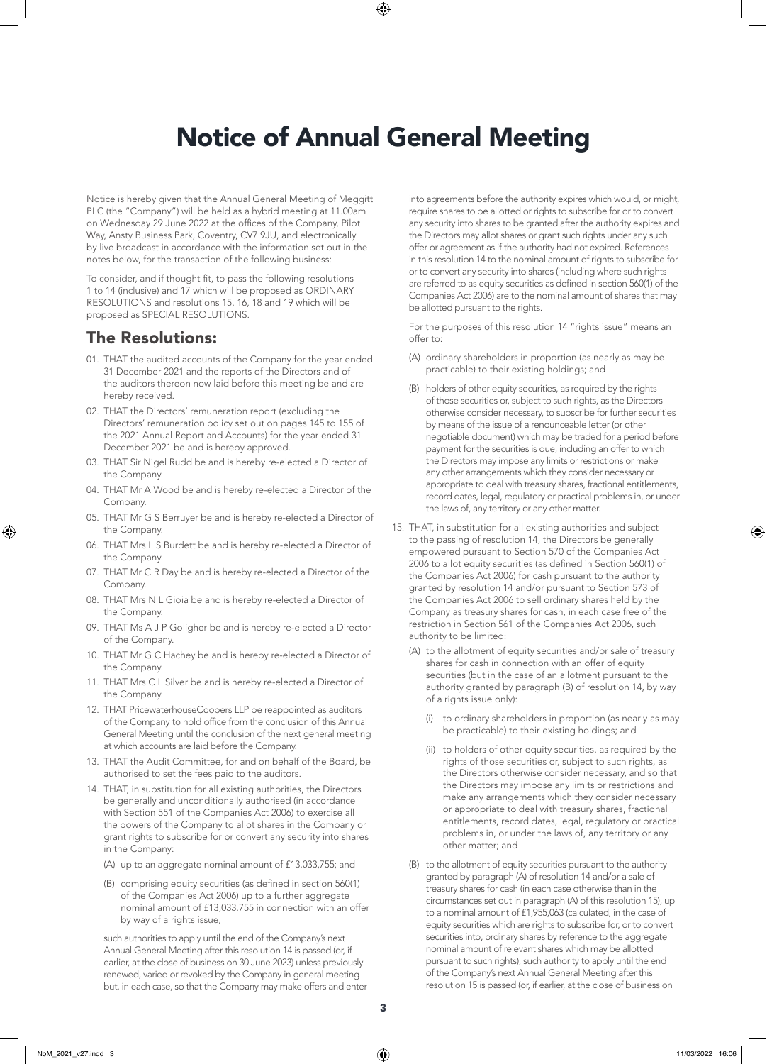# Notice of Annual General Meeting

Notice is hereby given that the Annual General Meeting of Meggitt PLC (the "Company") will be held as a hybrid meeting at 11.00am on Wednesday 29 June 2022 at the offices of the Company, Pilot Way, Ansty Business Park, Coventry, CV7 9JU, and electronically by live broadcast in accordance with the information set out in the notes below, for the transaction of the following business:

To consider, and if thought fit, to pass the following resolutions 1 to 14 (inclusive) and 17 which will be proposed as ORDINARY RESOLUTIONS and resolutions 15, 16, 18 and 19 which will be proposed as SPECIAL RESOLUTIONS.

## The Resolutions:

01. THAT the audited accounts of the Company for the year ended 31 December 2021 and the reports of the Directors and of the auditors thereon now laid before this meeting be and are hereby received.
02. THAT the Directors' remuneration report (excluding the Directors' remuneration policy set out on pages 145 to 155 of the 2021 Annual Report and Accounts) for the year ended 31 December 2021 be and is hereby approved.
03. THAT Sir Nigel Rudd be and is hereby re-elected a Director of the Company.
04. THAT Mr A Wood be and is hereby re-elected a Director of the Company.
05. THAT Mr G S Berruyer be and is hereby re-elected a Director of the Company.
06. THAT Mrs L S Burdett be and is hereby re-elected a Director of the Company.
07. THAT Mr C R Day be and is hereby re-elected a Director of the Company.
08. THAT Mrs N L Gioia be and is hereby re-elected a Director of the Company.
09. THAT Ms A J P Goligher be and is hereby re-elected a Director of the Company.
10. THAT Mr G C Hachey be and is hereby re-elected a Director of the Company.
11. THAT Mrs C L Silver be and is hereby re-elected a Director of the Company.
12. THAT PricewaterhouseCoopers LLP be reappointed as auditors of the Company to hold office from the conclusion of this Annual General Meeting until the conclusion of the next general meeting at which accounts are laid before the Company.
13. THAT the Audit Committee, for and on behalf of the Board, be authorised to set the fees paid to the auditors.
14. THAT, in substitution for all existing authorities, the Directors be generally and unconditionally authorised (in accordance with Section 551 of the Companies Act 2006) to exercise all the powers of the Company to allot shares in the Company or grant rights to subscribe for or convert any security into shares in the Company:

    (A) up to an aggregate nominal amount of £13,033,755; and

    (B) comprising equity securities (as defined in section 560(1) of the Companies Act 2006) up to a further aggregate nominal amount of £13,033,755 in connection with an offer by way of a rights issue,

    such authorities to apply until the end of the Company's next Annual General Meeting after this resolution 14 is passed (or, if earlier, at the close of business on 30 June 2023) unless previously renewed, varied or revoked by the Company in general meeting but, in each case, so that the Company may make offers and enter into agreements before the authority expires which would, or might, require shares to be allotted or rights to subscribe for or to convert any security into shares to be granted after the authority expires and the Directors may allot shares or grant such rights under any such offer or agreement as if the authority had not expired. References in this resolution 14 to the nominal amount of rights to subscribe for or to convert any security into shares (including where such rights are referred to as equity securities as defined in section 560(1) of the Companies Act 2006) are to the nominal amount of shares that may be allotted pursuant to the rights.

    For the purposes of this resolution 14 "rights issue" means an offer to:

    (A) ordinary shareholders in proportion (as nearly as may be practicable) to their existing holdings; and

    (B) holders of other equity securities, as required by the rights of those securities or, subject to such rights, as the Directors otherwise consider necessary, to subscribe for further securities by means of the issue of a renounceable letter (or other negotiable document) which may be traded for a period before payment for the securities is due, including an offer to which the Directors may impose any limits or restrictions or make any other arrangements which they consider necessary or appropriate to deal with treasury shares, fractional entitlements, record dates, legal, regulatory or practical problems in, or under the laws of, any territory or any other matter.

15. THAT, in substitution for all existing authorities and subject to the passing of resolution 14, the Directors be generally empowered pursuant to Section 570 of the Companies Act 2006 to allot equity securities (as defined in Section 560(1) of the Companies Act 2006) for cash pursuant to the authority granted by resolution 14 and/or pursuant to Section 573 of the Companies Act 2006 to sell ordinary shares held by the Company as treasury shares for cash, in each case free of the restriction in Section 561 of the Companies Act 2006, such authority to be limited:

    (A) to the allotment of equity securities and/or sale of treasury shares for cash in connection with an offer of equity securities (but in the case of an allotment pursuant to the authority granted by paragraph (B) of resolution 14, by way of a rights issue only):

    (i) to ordinary shareholders in proportion (as nearly as may be practicable) to their existing holdings; and

    (ii) to holders of other equity securities, as required by the rights of those securities or, subject to such rights, as the Directors otherwise consider necessary, and so that the Directors may impose any limits or restrictions and make any arrangements which they consider necessary or appropriate to deal with treasury shares, fractional entitlements, record dates, legal, regulatory or practical problems in, or under the laws of, any territory or any other matter; and

    (B) to the allotment of equity securities pursuant to the authority granted by paragraph (A) of resolution 14 and/or a sale of treasury shares for cash (in each case otherwise than in the circumstances set out in paragraph (A) of this resolution 15), up to a nominal amount of £1,955,063 (calculated, in the case of equity securities which are rights to subscribe for, or to convert securities into, ordinary shares by reference to the aggregate nominal amount of relevant shares which may be allotted pursuant to such rights), such authority to apply until the end of the Company's next Annual General Meeting after this resolution 15 is passed (or, if earlier, at the close of business on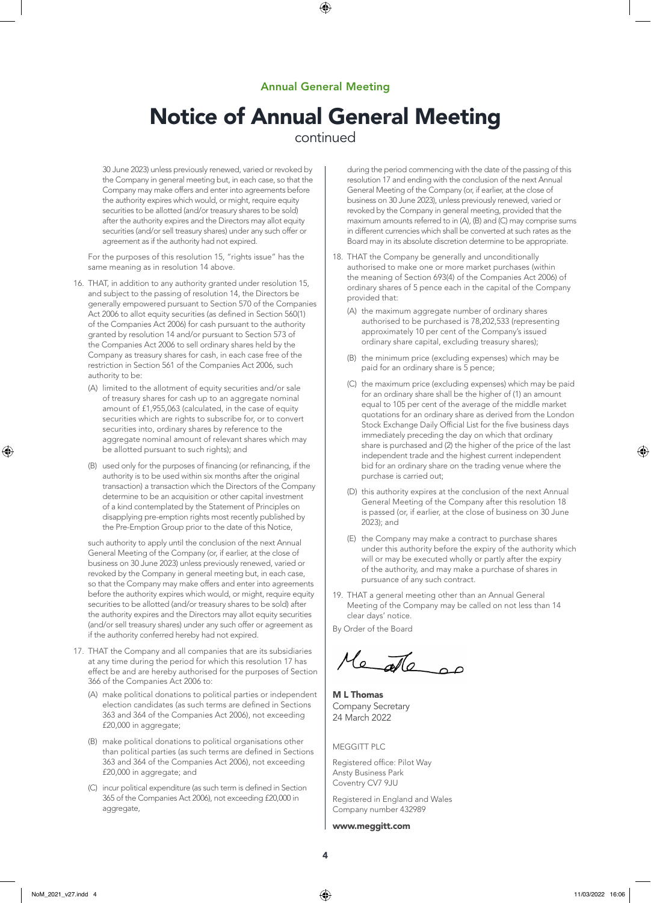## Annual General Meeting

# Notice of Annual General Meeting

continued

30 June 2023) unless previously renewed, varied or revoked by the Company in general meeting but, in each case, so that the Company may make offers and enter into agreements before the authority expires which would, or might, require equity securities to be allotted (and/or treasury shares to be sold) after the authority expires and the Directors may allot equity securities (and/or sell treasury shares) under any such offer or agreement as if the authority had not expired.

For the purposes of this resolution 15, "rights issue" has the same meaning as in resolution 14 above.

16. THAT, in addition to any authority granted under resolution 15, and subject to the passing of resolution 14, the Directors be generally empowered pursuant to Section 570 of the Companies Act 2006 to allot equity securities (as defined in Section 560(1) of the Companies Act 2006) for cash pursuant to the authority granted by resolution 14 and/or pursuant to Section 573 of the Companies Act 2006 to sell ordinary shares held by the Company as treasury shares for cash, in each case free of the restriction in Section 561 of the Companies Act 2006, such authority to be:

    (A) limited to the allotment of equity securities and/or sale of treasury shares for cash up to an aggregate nominal amount of £1,955,063 (calculated, in the case of equity securities which are rights to subscribe for, or to convert securities into, ordinary shares by reference to the aggregate nominal amount of relevant shares which may be allotted pursuant to such rights); and

    (B) used only for the purposes of financing (or refinancing, if the authority is to be used within six months after the original transaction) a transaction which the Directors of the Company determine to be an acquisition or other capital investment of a kind contemplated by the Statement of Principles on disapplying pre-emption rights most recently published by the Pre-Emption Group prior to the date of this Notice,

    such authority to apply until the conclusion of the next Annual General Meeting of the Company (or, if earlier, at the close of business on 30 June 2023) unless previously renewed, varied or revoked by the Company in general meeting but, in each case, so that the Company may make offers and enter into agreements before the authority expires which would, or might, require equity securities to be allotted (and/or treasury shares to be sold) after the authority expires and the Directors may allot equity securities (and/or sell treasury shares) under any such offer or agreement as if the authority conferred hereby had not expired.

17. THAT the Company and all companies that are its subsidiaries at any time during the period for which this resolution 17 has effect be and are hereby authorised for the purposes of Section 366 of the Companies Act 2006 to:

    (A) make political donations to political parties or independent election candidates (as such terms are defined in Sections 363 and 364 of the Companies Act 2006), not exceeding £20,000 in aggregate;

    (B) make political donations to political organisations other than political parties (as such terms are defined in Sections 363 and 364 of the Companies Act 2006), not exceeding £20,000 in aggregate; and

    (C) incur political expenditure (as such term is defined in Section 365 of the Companies Act 2006), not exceeding £20,000 in aggregate,

    during the period commencing with the date of the passing of this resolution 17 and ending with the conclusion of the next Annual General Meeting of the Company (or, if earlier, at the close of business on 30 June 2023), unless previously renewed, varied or revoked by the Company in general meeting, provided that the maximum amounts referred to in (A), (B) and (C) may comprise sums in different currencies which shall be converted at such rates as the Board may in its absolute discretion determine to be appropriate.

18. THAT the Company be generally and unconditionally authorised to make one or more market purchases (within the meaning of Section 693(4) of the Companies Act 2006) of ordinary shares of 5 pence each in the capital of the Company provided that:

    (A) the maximum aggregate number of ordinary shares authorised to be purchased is 78,202,533 (representing approximately 10 per cent of the Company's issued ordinary share capital, excluding treasury shares);

    (B) the minimum price (excluding expenses) which may be paid for an ordinary share is 5 pence;

    (C) the maximum price (excluding expenses) which may be paid for an ordinary share shall be the higher of (1) an amount equal to 105 per cent of the average of the middle market quotations for an ordinary share as derived from the London Stock Exchange Daily Official List for the five business days immediately preceding the day on which that ordinary share is purchased and (2) the higher of the price of the last independent trade and the highest current independent bid for an ordinary share on the trading venue where the purchase is carried out;

    (D) this authority expires at the conclusion of the next Annual General Meeting of the Company after this resolution 18 is passed (or, if earlier, at the close of business on 30 June 2023); and

    (E) the Company may make a contract to purchase shares under this authority before the expiry of the authority which will or may be executed wholly or partly after the expiry of the authority, and may make a purchase of shares in pursuance of any such contract.

19. THAT a general meeting other than an Annual General Meeting of the Company may be called on not less than 14 clear days' notice.

By Order of the Board

**M L Thomas**
Company Secretary
24 March 2022

MEGGITT PLC

Registered office: Pilot Way
Ansty Business Park
Coventry CV7 9JU

Registered in England and Wales
Company number 432989

**www.meggitt.com**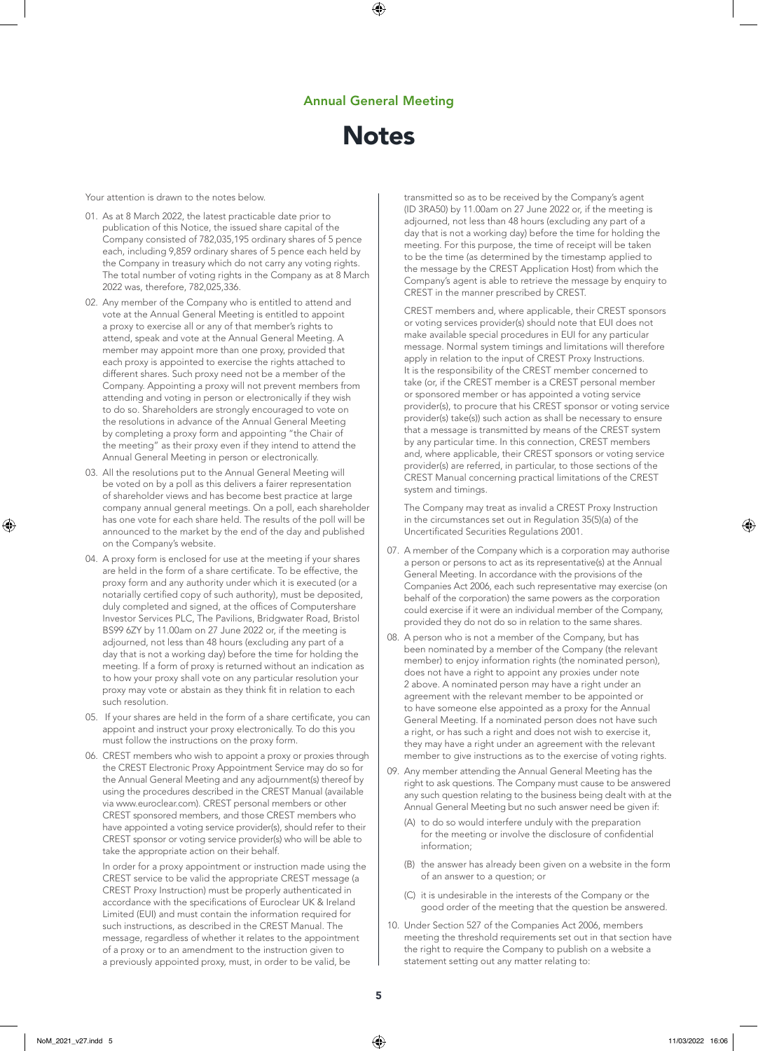## Annual General Meeting

# Notes

Your attention is drawn to the notes below.

01. As at 8 March 2022, the latest practicable date prior to publication of this Notice, the issued share capital of the Company consisted of 782,035,195 ordinary shares of 5 pence each, including 9,859 ordinary shares of 5 pence each held by the Company in treasury which do not carry any voting rights. The total number of voting rights in the Company as at 8 March 2022 was, therefore, 782,025,336.

02. Any member of the Company who is entitled to attend and vote at the Annual General Meeting is entitled to appoint a proxy to exercise all or any of that member's rights to attend, speak and vote at the Annual General Meeting. A member may appoint more than one proxy, provided that each proxy is appointed to exercise the rights attached to different shares. Such proxy need not be a member of the Company. Appointing a proxy will not prevent members from attending and voting in person or electronically if they wish to do so. Shareholders are strongly encouraged to vote on the resolutions in advance of the Annual General Meeting by completing a proxy form and appointing "the Chair of the meeting" as their proxy even if they intend to attend the Annual General Meeting in person or electronically.

03. All the resolutions put to the Annual General Meeting will be voted on by a poll as this delivers a fairer representation of shareholder views and has become best practice at large company annual general meetings. On a poll, each shareholder has one vote for each share held. The results of the poll will be announced to the market by the end of the day and published on the Company's website.

04. A proxy form is enclosed for use at the meeting if your shares are held in the form of a share certificate. To be effective, the proxy form and any authority under which it is executed (or a notarially certified copy of such authority), must be deposited, duly completed and signed, at the offices of Computershare Investor Services PLC, The Pavilions, Bridgwater Road, Bristol BS99 6ZY by 11.00am on 27 June 2022 or, if the meeting is adjourned, not less than 48 hours (excluding any part of a day that is not a working day) before the time for holding the meeting. If a form of proxy is returned without an indication as to how your proxy shall vote on any particular resolution your proxy may vote or abstain as they think fit in relation to each such resolution.

05. If your shares are held in the form of a share certificate, you can appoint and instruct your proxy electronically. To do this you must follow the instructions on the proxy form.

06. CREST members who wish to appoint a proxy or proxies through the CREST Electronic Proxy Appointment Service may do so for the Annual General Meeting and any adjournment(s) thereof by using the procedures described in the CREST Manual (available via www.euroclear.com). CREST personal members or other CREST sponsored members, and those CREST members who have appointed a voting service provider(s), should refer to their CREST sponsor or voting service provider(s) who will be able to take the appropriate action on their behalf.

    In order for a proxy appointment or instruction made using the CREST service to be valid the appropriate CREST message (a CREST Proxy Instruction) must be properly authenticated in accordance with the specifications of Euroclear UK & Ireland Limited (EUI) and must contain the information required for such instructions, as described in the CREST Manual. The message, regardless of whether it relates to the appointment of a proxy or to an amendment to the instruction given to a previously appointed proxy, must, in order to be valid, be transmitted so as to be received by the Company's agent (ID 3RA50) by 11.00am on 27 June 2022 or, if the meeting is adjourned, not less than 48 hours (excluding any part of a day that is not a working day) before the time for holding the meeting. For this purpose, the time of receipt will be taken to be the time (as determined by the timestamp applied to the message by the CREST Application Host) from which the Company's agent is able to retrieve the message by enquiry to CREST in the manner prescribed by CREST.

    CREST members and, where applicable, their CREST sponsors or voting services provider(s) should note that EUI does not make available special procedures in EUI for any particular message. Normal system timings and limitations will therefore apply in relation to the input of CREST Proxy Instructions. It is the responsibility of the CREST member concerned to take (or, if the CREST member is a CREST personal member or sponsored member or has appointed a voting service provider(s), to procure that his CREST sponsor or voting service provider(s) take(s)) such action as shall be necessary to ensure that a message is transmitted by means of the CREST system by any particular time. In this connection, CREST members and, where applicable, their CREST sponsors or voting service provider(s) are referred, in particular, to those sections of the CREST Manual concerning practical limitations of the CREST system and timings.

    The Company may treat as invalid a CREST Proxy Instruction in the circumstances set out in Regulation 35(5)(a) of the Uncertificated Securities Regulations 2001.

07. A member of the Company which is a corporation may authorise a person or persons to act as its representative(s) at the Annual General Meeting. In accordance with the provisions of the Companies Act 2006, each such representative may exercise (on behalf of the corporation) the same powers as the corporation could exercise if it were an individual member of the Company, provided they do not do so in relation to the same shares.

08. A person who is not a member of the Company, but has been nominated by a member of the Company (the relevant member) to enjoy information rights (the nominated person), does not have a right to appoint any proxies under note 2 above. A nominated person may have a right under an agreement with the relevant member to be appointed or to have someone else appointed as a proxy for the Annual General Meeting. If a nominated person does not have such a right, or has such a right and does not wish to exercise it, they may have a right under an agreement with the relevant member to give instructions as to the exercise of voting rights.

09. Any member attending the Annual General Meeting has the right to ask questions. The Company must cause to be answered any such question relating to the business being dealt with at the Annual General Meeting but no such answer need be given if:

    (A) to do so would interfere unduly with the preparation for the meeting or involve the disclosure of confidential information;

    (B) the answer has already been given on a website in the form of an answer to a question; or

    (C) it is undesirable in the interests of the Company or the good order of the meeting that the question be answered.

10. Under Section 527 of the Companies Act 2006, members meeting the threshold requirements set out in that section have the right to require the Company to publish on a website a statement setting out any matter relating to: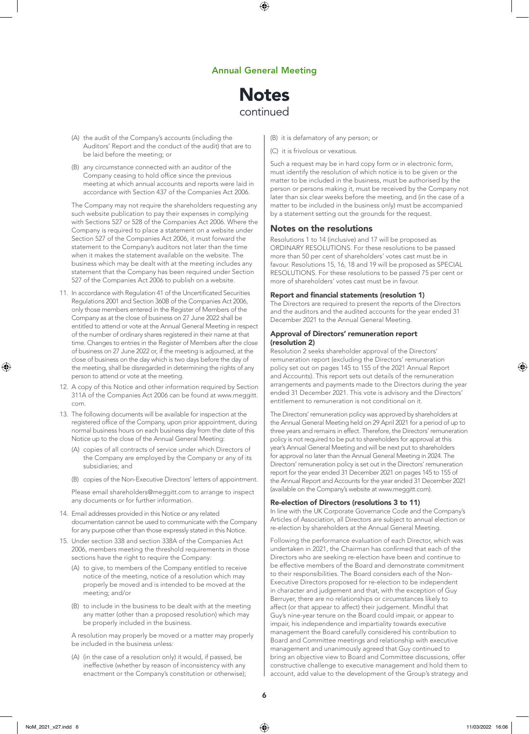# Notes

continued

(A) the audit of the Company's accounts (including the Auditors' Report and the conduct of the audit) that are to be laid before the meeting; or

(B) any circumstance connected with an auditor of the Company ceasing to hold office since the previous meeting at which annual accounts and reports were laid in accordance with Section 437 of the Companies Act 2006.

The Company may not require the shareholders requesting any such website publication to pay their expenses in complying with Sections 527 or 528 of the Companies Act 2006. Where the Company is required to place a statement on a website under Section 527 of the Companies Act 2006, it must forward the statement to the Company's auditors not later than the time when it makes the statement available on the website. The business which may be dealt with at the meeting includes any statement that the Company has been required under Section 527 of the Companies Act 2006 to publish on a website.

11. In accordance with Regulation 41 of the Uncertificated Securities Regulations 2001 and Section 360B of the Companies Act 2006, only those members entered in the Register of Members of the Company as at the close of business on 27 June 2022 shall be entitled to attend or vote at the Annual General Meeting in respect of the number of ordinary shares registered in their name at that time. Changes to entries in the Register of Members after the close of business on 27 June 2022 or, if the meeting is adjourned, at the close of business on the day which is two days before the day of the meeting, shall be disregarded in determining the rights of any person to attend or vote at the meeting.

12. A copy of this Notice and other information required by Section 311A of the Companies Act 2006 can be found at www.meggitt.com.

13. The following documents will be available for inspection at the registered office of the Company, upon prior appointment, during normal business hours on each business day from the date of this Notice up to the close of the Annual General Meeting:

    (A) copies of all contracts of service under which Directors of the Company are employed by the Company or any of its subsidiaries; and

    (B) copies of the Non-Executive Directors' letters of appointment.

    Please email shareholders@meggitt.com to arrange to inspect any documents or for further information.

14. Email addresses provided in this Notice or any related documentation cannot be used to communicate with the Company for any purpose other than those expressly stated in this Notice.

15. Under section 338 and section 338A of the Companies Act 2006, members meeting the threshold requirements in those sections have the right to require the Company:

    (A) to give, to members of the Company entitled to receive notice of the meeting, notice of a resolution which may properly be moved and is intended to be moved at the meeting; and/or

    (B) to include in the business to be dealt with at the meeting any matter (other than a proposed resolution) which may be properly included in the business.

    A resolution may properly be moved or a matter may properly be included in the business unless:

    (A) (in the case of a resolution only) it would, if passed, be ineffective (whether by reason of inconsistency with any enactment or the Company's constitution or otherwise);

    (B) it is defamatory of any person; or

    (C) it is frivolous or vexatious.

    Such a request may be in hard copy form or in electronic form, must identify the resolution of which notice is to be given or the matter to be included in the business, must be authorised by the person or persons making it, must be received by the Company not later than six clear weeks before the meeting, and (in the case of a matter to be included in the business only) must be accompanied by a statement setting out the grounds for the request.

## Notes on the resolutions

Resolutions 1 to 14 (inclusive) and 17 will be proposed as ORDINARY RESOLUTIONS. For these resolutions to be passed more than 50 per cent of shareholders' votes cast must be in favour. Resolutions 15, 16, 18 and 19 will be proposed as SPECIAL RESOLUTIONS. For these resolutions to be passed 75 per cent or more of shareholders' votes cast must be in favour.

### Report and financial statements (resolution 1)

The Directors are required to present the reports of the Directors and the auditors and the audited accounts for the year ended 31 December 2021 to the Annual General Meeting.

### Approval of Directors' remuneration report (resolution 2)

Resolution 2 seeks shareholder approval of the Directors' remuneration report (excluding the Directors' remuneration policy set out on pages 145 to 155 of the 2021 Annual Report and Accounts). This report sets out details of the remuneration arrangements and payments made to the Directors during the year ended 31 December 2021. This vote is advisory and the Directors' entitlement to remuneration is not conditional on it.

The Directors' remuneration policy was approved by shareholders at the Annual General Meeting held on 29 April 2021 for a period of up to three years and remains in effect. Therefore, the Directors' remuneration policy is not required to be put to shareholders for approval at this year's Annual General Meeting and will be next put to shareholders for approval no later than the Annual General Meeting in 2024. The Directors' remuneration policy is set out in the Directors' remuneration report for the year ended 31 December 2021 on pages 145 to 155 of the Annual Report and Accounts for the year ended 31 December 2021 (available on the Company's website at www.meggitt.com).

### Re-election of Directors (resolutions 3 to 11)

In line with the UK Corporate Governance Code and the Company's Articles of Association, all Directors are subject to annual election or re-election by shareholders at the Annual General Meeting.

Following the performance evaluation of each Director, which was undertaken in 2021, the Chairman has confirmed that each of the Directors who are seeking re-election have been and continue to be effective members of the Board and demonstrate commitment to their responsibilities. The Board considers each of the Non-Executive Directors proposed for re-election to be independent in character and judgement and that, with the exception of Guy Berruyer, there are no relationships or circumstances likely to affect (or that appear to affect) their judgement. Mindful that Guy's nine-year tenure on the Board could impair, or appear to impair, his independence and impartiality towards executive management the Board carefully considered his contribution to Board and Committee meetings and relationship with executive management and unanimously agreed that Guy continued to bring an objective view to Board and Committee discussions, offer constructive challenge to executive management and hold them to account, add value to the development of the Group's strategy and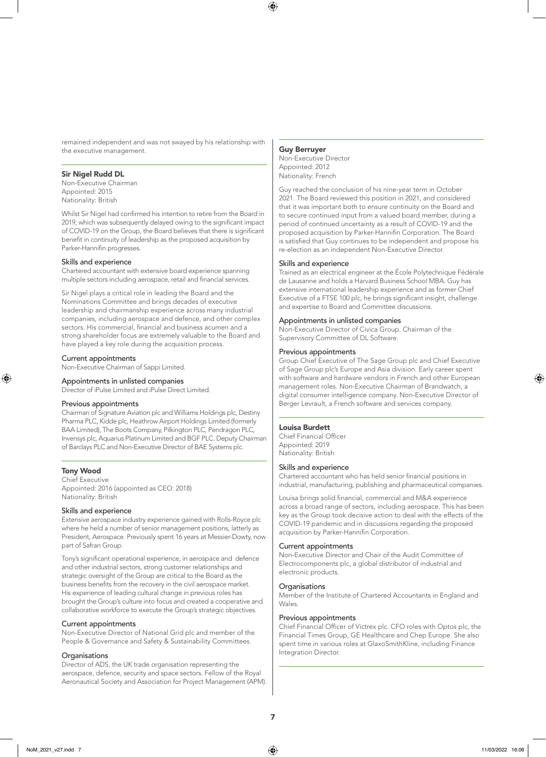remained independent and was not swayed by his relationship with the executive management.

### Sir Nigel Rudd DL

Non-Executive Chairman
Appointed: 2015
Nationality: British

Whilst Sir Nigel had confirmed his intention to retire from the Board in 2019, which was subsequently delayed owing to the significant impact of COVID-19 on the Group, the Board believes that there is significant benefit in continuity of leadership as the proposed acquisition by Parker-Hannifin progresses.

#### Skills and experience

Chartered accountant with extensive board experience spanning multiple sectors including aerospace, retail and financial services.

Sir Nigel plays a critical role in leading the Board and the Nominations Committee and brings decades of executive leadership and chairmanship experience across many industrial companies, including aerospace and defence, and other complex sectors. His commercial, financial and business acumen and a strong shareholder focus are extremely valuable to the Board and have played a key role during the acquisition process.

#### Current appointments

Non-Executive Chairman of Sappi Limited.

#### Appointments in unlisted companies

Director of iPulse Limited and iPulse Direct Limited.

#### Previous appointments

Chairman of Signature Aviation plc and Williams Holdings plc, Destiny Pharma PLC, Kidde plc, Heathrow Airport Holdings Limited (formerly BAA Limited), The Boots Company, Pilkington PLC, Pendragon PLC, Invensys plc, Aquarius Platinum Limited and BGF PLC. Deputy Chairman of Barclays PLC and Non-Executive Director of BAE Systems plc.

### Tony Wood

Chief Executive
Appointed: 2016 (appointed as CEO: 2018)
Nationality: British

#### Skills and experience

Extensive aerospace industry experience gained with Rolls-Royce plc where he held a number of senior management positions, latterly as President, Aerospace. Previously spent 16 years at Messier-Dowty, now part of Safran Group.

Tony's significant operational experience, in aerospace and defence and other industrial sectors, strong customer relationships and strategic oversight of the Group are critical to the Board as the business benefits from the recovery in the civil aerospace market. His experience of leading cultural change in previous roles has brought the Group's culture into focus and created a cooperative and collaborative workforce to execute the Group's strategic objectives.

#### Current appointments

Non-Executive Director of National Grid plc and member of the People & Governance and Safety & Sustainability Committees.

#### Organisations

Director of ADS, the UK trade organisation representing the aerospace, defence, security and space sectors. Fellow of the Royal Aeronautical Society and Association for Project Management (APM).

### Guy Berruyer

Non-Executive Director
Appointed: 2012
Nationality: French

Guy reached the conclusion of his nine-year term in October 2021. The Board reviewed this position in 2021, and considered that it was important both to ensure continuity on the Board and to secure continued input from a valued board member, during a period of continued uncertainty as a result of COVID-19 and the proposed acquisition by Parker-Hannifin Corporation. The Board is satisfied that Guy continues to be independent and propose his re-election as an independent Non-Executive Director.

#### Skills and experience

Trained as an electrical engineer at the École Polytechnique Fédérale de Lausanne and holds a Harvard Business School MBA. Guy has extensive international leadership experience and as former Chief Executive of a FTSE 100 plc, he brings significant insight, challenge and expertise to Board and Committee discussions.

#### Appointments in unlisted companies

Non-Executive Director of Civica Group. Chairman of the Supervisory Committee of DL Software.

#### Previous appointments

Group Chief Executive of The Sage Group plc and Chief Executive of Sage Group plc's Europe and Asia division. Early career spent with software and hardware vendors in French and other European management roles. Non-Executive Chairman of Brandwatch, a digital consumer intelligence company. Non-Executive Director of Berger Levrault, a French software and services company.

### Louisa Burdett

Chief Financial Officer
Appointed: 2019
Nationality: British

#### Skills and experience

Chartered accountant who has held senior financial positions in industrial, manufacturing, publishing and pharmaceutical companies.

Louisa brings solid financial, commercial and M&A experience across a broad range of sectors, including aerospace. This has been key as the Group took decisive action to deal with the effects of the COVID-19 pandemic and in discussions regarding the proposed acquisition by Parker-Hannifin Corporation.

#### Current appointments

Non-Executive Director and Chair of the Audit Committee of Electrocomponents plc, a global distributor of industrial and electronic products.

#### Organisations

Member of the Institute of Chartered Accountants in England and Wales.

#### Previous appointments

Chief Financial Officer of Victrex plc. CFO roles with Optos plc, the Financial Times Group, GE Healthcare and Chep Europe. She also spent time in various roles at GlaxoSmithKline, including Finance Integration Director.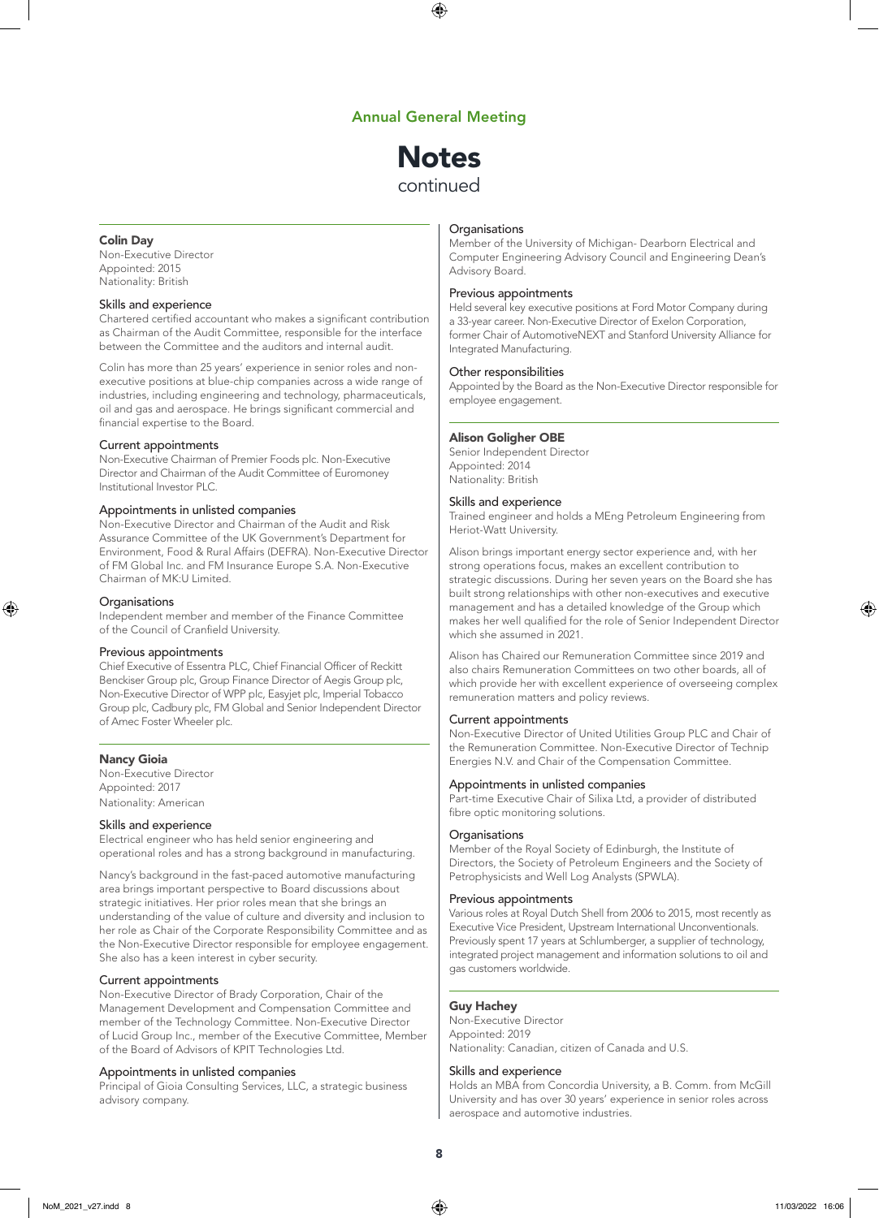## Annual General Meeting

# Notes
continued

### Colin Day
Non-Executive Director
Appointed: 2015
Nationality: British

#### Skills and experience
Chartered certified accountant who makes a significant contribution as Chairman of the Audit Committee, responsible for the interface between the Committee and the auditors and internal audit.

Colin has more than 25 years' experience in senior roles and non-executive positions at blue-chip companies across a wide range of industries, including engineering and technology, pharmaceuticals, oil and gas and aerospace. He brings significant commercial and financial expertise to the Board.

#### Current appointments
Non-Executive Chairman of Premier Foods plc. Non-Executive Director and Chairman of the Audit Committee of Euromoney Institutional Investor PLC.

#### Appointments in unlisted companies
Non-Executive Director and Chairman of the Audit and Risk Assurance Committee of the UK Government's Department for Environment, Food & Rural Affairs (DEFRA). Non-Executive Director of FM Global Inc. and FM Insurance Europe S.A. Non-Executive Chairman of MK:U Limited.

#### Organisations
Independent member and member of the Finance Committee of the Council of Cranfield University.

#### Previous appointments
Chief Executive of Essentra PLC, Chief Financial Officer of Reckitt Benckiser Group plc, Group Finance Director of Aegis Group plc, Non-Executive Director of WPP plc, Easyjet plc, Imperial Tobacco Group plc, Cadbury plc, FM Global and Senior Independent Director of Amec Foster Wheeler plc.

### Nancy Gioia
Non-Executive Director
Appointed: 2017
Nationality: American

#### Skills and experience
Electrical engineer who has held senior engineering and operational roles and has a strong background in manufacturing.

Nancy's background in the fast-paced automotive manufacturing area brings important perspective to Board discussions about strategic initiatives. Her prior roles mean that she brings an understanding of the value of culture and diversity and inclusion to her role as Chair of the Corporate Responsibility Committee and as the Non-Executive Director responsible for employee engagement. She also has a keen interest in cyber security.

#### Current appointments
Non-Executive Director of Brady Corporation, Chair of the Management Development and Compensation Committee and member of the Technology Committee. Non-Executive Director of Lucid Group Inc., member of the Executive Committee, Member of the Board of Advisors of KPIT Technologies Ltd.

#### Appointments in unlisted companies
Principal of Gioia Consulting Services, LLC, a strategic business advisory company.

#### Organisations
Member of the University of Michigan- Dearborn Electrical and Computer Engineering Advisory Council and Engineering Dean's Advisory Board.

#### Previous appointments
Held several key executive positions at Ford Motor Company during a 33-year career. Non-Executive Director of Exelon Corporation, former Chair of AutomotiveNEXT and Stanford University Alliance for Integrated Manufacturing.

#### Other responsibilities
Appointed by the Board as the Non-Executive Director responsible for employee engagement.

### Alison Goligher OBE
Senior Independent Director
Appointed: 2014
Nationality: British

#### Skills and experience
Trained engineer and holds a MEng Petroleum Engineering from Heriot-Watt University.

Alison brings important energy sector experience and, with her strong operations focus, makes an excellent contribution to strategic discussions. During her seven years on the Board she has built strong relationships with other non-executives and executive management and has a detailed knowledge of the Group which makes her well qualified for the role of Senior Independent Director which she assumed in 2021.

Alison has Chaired our Remuneration Committee since 2019 and also chairs Remuneration Committees on two other boards, all of which provide her with excellent experience of overseeing complex remuneration matters and policy reviews.

#### Current appointments
Non-Executive Director of United Utilities Group PLC and Chair of the Remuneration Committee. Non-Executive Director of Technip Energies N.V. and Chair of the Compensation Committee.

#### Appointments in unlisted companies
Part-time Executive Chair of Silixa Ltd, a provider of distributed fibre optic monitoring solutions.

#### Organisations
Member of the Royal Society of Edinburgh, the Institute of Directors, the Society of Petroleum Engineers and the Society of Petrophysicists and Well Log Analysts (SPWLA).

#### Previous appointments
Various roles at Royal Dutch Shell from 2006 to 2015, most recently as Executive Vice President, Upstream International Unconventionals. Previously spent 17 years at Schlumberger, a supplier of technology, integrated project management and information solutions to oil and gas customers worldwide.

### Guy Hachey
Non-Executive Director
Appointed: 2019
Nationality: Canadian, citizen of Canada and U.S.

#### Skills and experience
Holds an MBA from Concordia University, a B. Comm. from McGill University and has over 30 years' experience in senior roles across aerospace and automotive industries.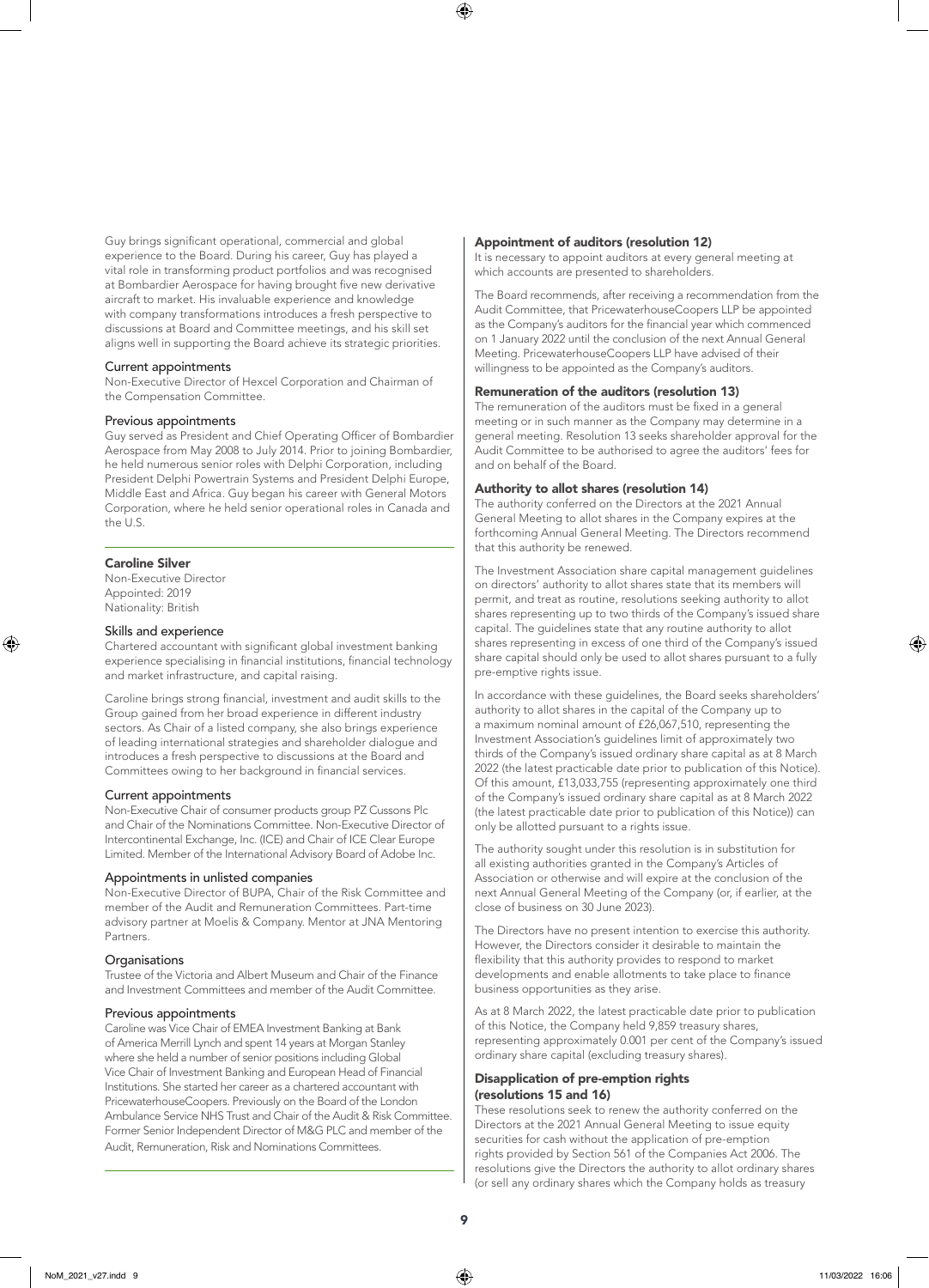Guy brings significant operational, commercial and global experience to the Board. During his career, Guy has played a vital role in transforming product portfolios and was recognised at Bombardier Aerospace for having brought five new derivative aircraft to market. His invaluable experience and knowledge with company transformations introduces a fresh perspective to discussions at Board and Committee meetings, and his skill set aligns well in supporting the Board achieve its strategic priorities.

### Current appointments

Non-Executive Director of Hexcel Corporation and Chairman of the Compensation Committee.

### Previous appointments

Guy served as President and Chief Operating Officer of Bombardier Aerospace from May 2008 to July 2014. Prior to joining Bombardier, he held numerous senior roles with Delphi Corporation, including President Delphi Powertrain Systems and President Delphi Europe, Middle East and Africa. Guy began his career with General Motors Corporation, where he held senior operational roles in Canada and the U.S.

---

## Caroline Silver

Non-Executive Director
Appointed: 2019
Nationality: British

### Skills and experience

Chartered accountant with significant global investment banking experience specialising in financial institutions, financial technology and market infrastructure, and capital raising.

Caroline brings strong financial, investment and audit skills to the Group gained from her broad experience in different industry sectors. As Chair of a listed company, she also brings experience of leading international strategies and shareholder dialogue and introduces a fresh perspective to discussions at the Board and Committees owing to her background in financial services.

### Current appointments

Non-Executive Chair of consumer products group PZ Cussons Plc and Chair of the Nominations Committee. Non-Executive Director of Intercontinental Exchange, Inc. (ICE) and Chair of ICE Clear Europe Limited. Member of the International Advisory Board of Adobe Inc.

### Appointments in unlisted companies

Non-Executive Director of BUPA, Chair of the Risk Committee and member of the Audit and Remuneration Committees. Part-time advisory partner at Moelis & Company. Mentor at JNA Mentoring Partners.

### Organisations

Trustee of the Victoria and Albert Museum and Chair of the Finance and Investment Committees and member of the Audit Committee.

### Previous appointments

Caroline was Vice Chair of EMEA Investment Banking at Bank of America Merrill Lynch and spent 14 years at Morgan Stanley where she held a number of senior positions including Global Vice Chair of Investment Banking and European Head of Financial Institutions. She started her career as a chartered accountant with PricewaterhouseCoopers. Previously on the Board of the London Ambulance Service NHS Trust and Chair of the Audit & Risk Committee. Former Senior Independent Director of M&G PLC and member of the Audit, Remuneration, Risk and Nominations Committees.

---

### Appointment of auditors (resolution 12)

It is necessary to appoint auditors at every general meeting at which accounts are presented to shareholders.

The Board recommends, after receiving a recommendation from the Audit Committee, that PricewaterhouseCoopers LLP be appointed as the Company's auditors for the financial year which commenced on 1 January 2022 until the conclusion of the next Annual General Meeting. PricewaterhouseCoopers LLP have advised of their willingness to be appointed as the Company's auditors.

### Remuneration of the auditors (resolution 13)

The remuneration of the auditors must be fixed in a general meeting or in such manner as the Company may determine in a general meeting. Resolution 13 seeks shareholder approval for the Audit Committee to be authorised to agree the auditors' fees for and on behalf of the Board.

### Authority to allot shares (resolution 14)

The authority conferred on the Directors at the 2021 Annual General Meeting to allot shares in the Company expires at the forthcoming Annual General Meeting. The Directors recommend that this authority be renewed.

The Investment Association share capital management guidelines on directors' authority to allot shares state that its members will permit, and treat as routine, resolutions seeking authority to allot shares representing up to two thirds of the Company's issued share capital. The guidelines state that any routine authority to allot shares representing in excess of one third of the Company's issued share capital should only be used to allot shares pursuant to a fully pre-emptive rights issue.

In accordance with these guidelines, the Board seeks shareholders' authority to allot shares in the capital of the Company up to a maximum nominal amount of £26,067,510, representing the Investment Association's guidelines limit of approximately two thirds of the Company's issued ordinary share capital as at 8 March 2022 (the latest practicable date prior to publication of this Notice). Of this amount, £13,033,755 (representing approximately one third of the Company's issued ordinary share capital as at 8 March 2022 (the latest practicable date prior to publication of this Notice)) can only be allotted pursuant to a rights issue.

The authority sought under this resolution is in substitution for all existing authorities granted in the Company's Articles of Association or otherwise and will expire at the conclusion of the next Annual General Meeting of the Company (or, if earlier, at the close of business on 30 June 2023).

The Directors have no present intention to exercise this authority. However, the Directors consider it desirable to maintain the flexibility that this authority provides to respond to market developments and enable allotments to take place to finance business opportunities as they arise.

As at 8 March 2022, the latest practicable date prior to publication of this Notice, the Company held 9,859 treasury shares, representing approximately 0.001 per cent of the Company's issued ordinary share capital (excluding treasury shares).

### Disapplication of pre-emption rights (resolutions 15 and 16)

These resolutions seek to renew the authority conferred on the Directors at the 2021 Annual General Meeting to issue equity securities for cash without the application of pre-emption rights provided by Section 561 of the Companies Act 2006. The resolutions give the Directors the authority to allot ordinary shares (or sell any ordinary shares which the Company holds as treasury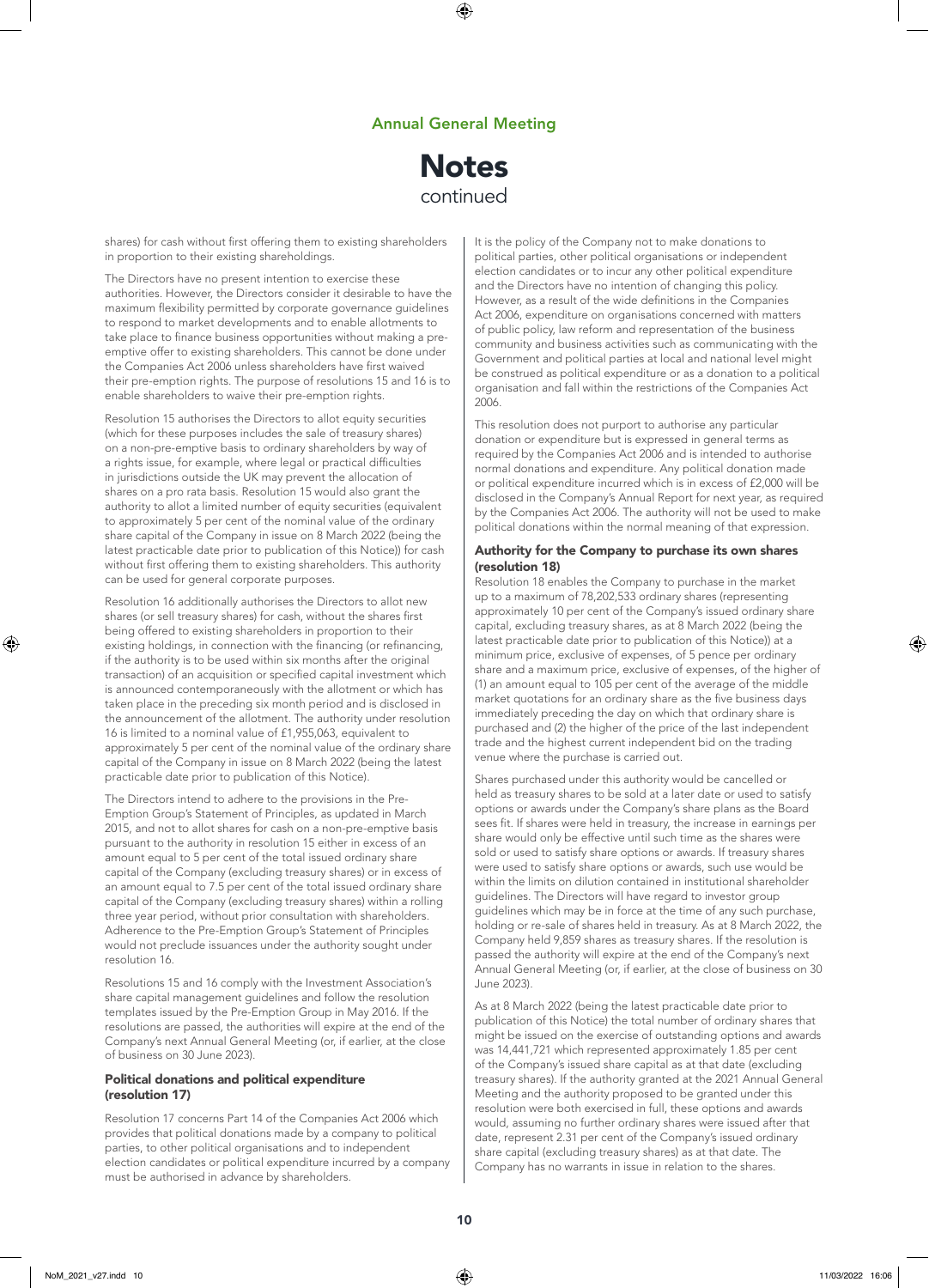# Annual General Meeting

## Notes
continued

shares) for cash without first offering them to existing shareholders in proportion to their existing shareholdings.

The Directors have no present intention to exercise these authorities. However, the Directors consider it desirable to have the maximum flexibility permitted by corporate governance guidelines to respond to market developments and to enable allotments to take place to finance business opportunities without making a pre-emptive offer to existing shareholders. This cannot be done under the Companies Act 2006 unless shareholders have first waived their pre-emption rights. The purpose of resolutions 15 and 16 is to enable shareholders to waive their pre-emption rights.

Resolution 15 authorises the Directors to allot equity securities (which for these purposes includes the sale of treasury shares) on a non-pre-emptive basis to ordinary shareholders by way of a rights issue, for example, where legal or practical difficulties in jurisdictions outside the UK may prevent the allocation of shares on a pro rata basis. Resolution 15 would also grant the authority to allot a limited number of equity securities (equivalent to approximately 5 per cent of the nominal value of the ordinary share capital of the Company in issue on 8 March 2022 (being the latest practicable date prior to publication of this Notice)) for cash without first offering them to existing shareholders. This authority can be used for general corporate purposes.

Resolution 16 additionally authorises the Directors to allot new shares (or sell treasury shares) for cash, without the shares first being offered to existing shareholders in proportion to their existing holdings, in connection with the financing (or refinancing, if the authority is to be used within six months after the original transaction) of an acquisition or specified capital investment which is announced contemporaneously with the allotment or which has taken place in the preceding six month period and is disclosed in the announcement of the allotment. The authority under resolution 16 is limited to a nominal value of £1,955,063, equivalent to approximately 5 per cent of the nominal value of the ordinary share capital of the Company in issue on 8 March 2022 (being the latest practicable date prior to publication of this Notice).

The Directors intend to adhere to the provisions in the Pre-Emption Group's Statement of Principles, as updated in March 2015, and not to allot shares for cash on a non-pre-emptive basis pursuant to the authority in resolution 15 either in excess of an amount equal to 5 per cent of the total issued ordinary share capital of the Company (excluding treasury shares) or in excess of an amount equal to 7.5 per cent of the total issued ordinary share capital of the Company (excluding treasury shares) within a rolling three year period, without prior consultation with shareholders. Adherence to the Pre-Emption Group's Statement of Principles would not preclude issuances under the authority sought under resolution 16.

Resolutions 15 and 16 comply with the Investment Association's share capital management guidelines and follow the resolution templates issued by the Pre-Emption Group in May 2016. If the resolutions are passed, the authorities will expire at the end of the Company's next Annual General Meeting (or, if earlier, at the close of business on 30 June 2023).

### Political donations and political expenditure (resolution 17)

Resolution 17 concerns Part 14 of the Companies Act 2006 which provides that political donations made by a company to political parties, to other political organisations and to independent election candidates or political expenditure incurred by a company must be authorised in advance by shareholders.

It is the policy of the Company not to make donations to political parties, other political organisations or independent election candidates or to incur any other political expenditure and the Directors have no intention of changing this policy. However, as a result of the wide definitions in the Companies Act 2006, expenditure on organisations concerned with matters of public policy, law reform and representation of the business community and business activities such as communicating with the Government and political parties at local and national level might be construed as political expenditure or as a donation to a political organisation and fall within the restrictions of the Companies Act 2006.

This resolution does not purport to authorise any particular donation or expenditure but is expressed in general terms as required by the Companies Act 2006 and is intended to authorise normal donations and expenditure. Any political donation made or political expenditure incurred which is in excess of £2,000 will be disclosed in the Company's Annual Report for next year, as required by the Companies Act 2006. The authority will not be used to make political donations within the normal meaning of that expression.

### Authority for the Company to purchase its own shares (resolution 18)

Resolution 18 enables the Company to purchase in the market up to a maximum of 78,202,533 ordinary shares (representing approximately 10 per cent of the Company's issued ordinary share capital, excluding treasury shares, as at 8 March 2022 (being the latest practicable date prior to publication of this Notice)) at a minimum price, exclusive of expenses, of 5 pence per ordinary share and a maximum price, exclusive of expenses, of the higher of (1) an amount equal to 105 per cent of the average of the middle market quotations for an ordinary share as the five business days immediately preceding the day on which that ordinary share is purchased and (2) the higher of the price of the last independent trade and the highest current independent bid on the trading venue where the purchase is carried out.

Shares purchased under this authority would be cancelled or held as treasury shares to be sold at a later date or used to satisfy options or awards under the Company's share plans as the Board sees fit. If shares were held in treasury, the increase in earnings per share would only be effective until such time as the shares were sold or used to satisfy share options or awards. If treasury shares were used to satisfy share options or awards, such use would be within the limits on dilution contained in institutional shareholder guidelines. The Directors will have regard to investor group guidelines which may be in force at the time of any such purchase, holding or re-sale of shares held in treasury. As at 8 March 2022, the Company held 9,859 shares as treasury shares. If the resolution is passed the authority will expire at the end of the Company's next Annual General Meeting (or, if earlier, at the close of business on 30 June 2023).

As at 8 March 2022 (being the latest practicable date prior to publication of this Notice) the total number of ordinary shares that might be issued on the exercise of outstanding options and awards was 14,441,721 which represented approximately 1.85 per cent of the Company's issued share capital as at that date (excluding treasury shares). If the authority granted at the 2021 Annual General Meeting and the authority proposed to be granted under this resolution were both exercised in full, these options and awards would, assuming no further ordinary shares were issued after that date, represent 2.31 per cent of the Company's issued ordinary share capital (excluding treasury shares) as at that date. The Company has no warrants in issue in relation to the shares.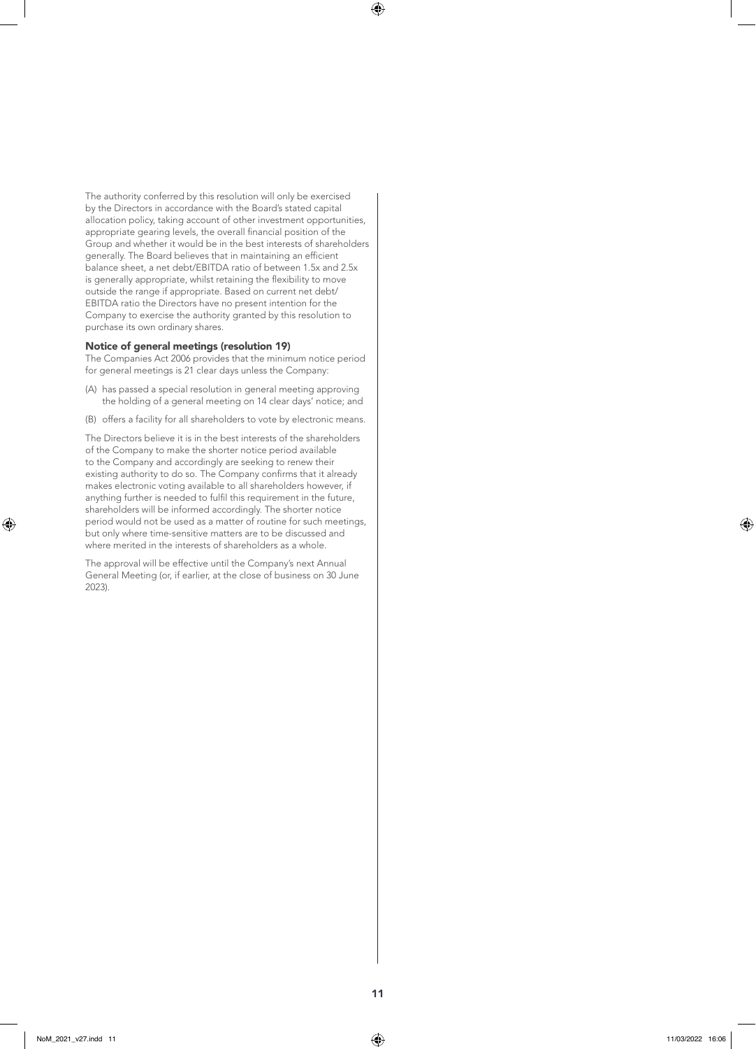The authority conferred by this resolution will only be exercised by the Directors in accordance with the Board's stated capital allocation policy, taking account of other investment opportunities, appropriate gearing levels, the overall financial position of the Group and whether it would be in the best interests of shareholders generally. The Board believes that in maintaining an efficient balance sheet, a net debt/EBITDA ratio of between 1.5x and 2.5x is generally appropriate, whilst retaining the flexibility to move outside the range if appropriate. Based on current net debt/EBITDA ratio the Directors have no present intention for the Company to exercise the authority granted by this resolution to purchase its own ordinary shares.

### Notice of general meetings (resolution 19)

The Companies Act 2006 provides that the minimum notice period for general meetings is 21 clear days unless the Company:

(A) has passed a special resolution in general meeting approving the holding of a general meeting on 14 clear days' notice; and

(B) offers a facility for all shareholders to vote by electronic means.

The Directors believe it is in the best interests of the shareholders of the Company to make the shorter notice period available to the Company and accordingly are seeking to renew their existing authority to do so. The Company confirms that it already makes electronic voting available to all shareholders however, if anything further is needed to fulfil this requirement in the future, shareholders will be informed accordingly. The shorter notice period would not be used as a matter of routine for such meetings, but only where time-sensitive matters are to be discussed and where merited in the interests of shareholders as a whole.

The approval will be effective until the Company's next Annual General Meeting (or, if earlier, at the close of business on 30 June 2023).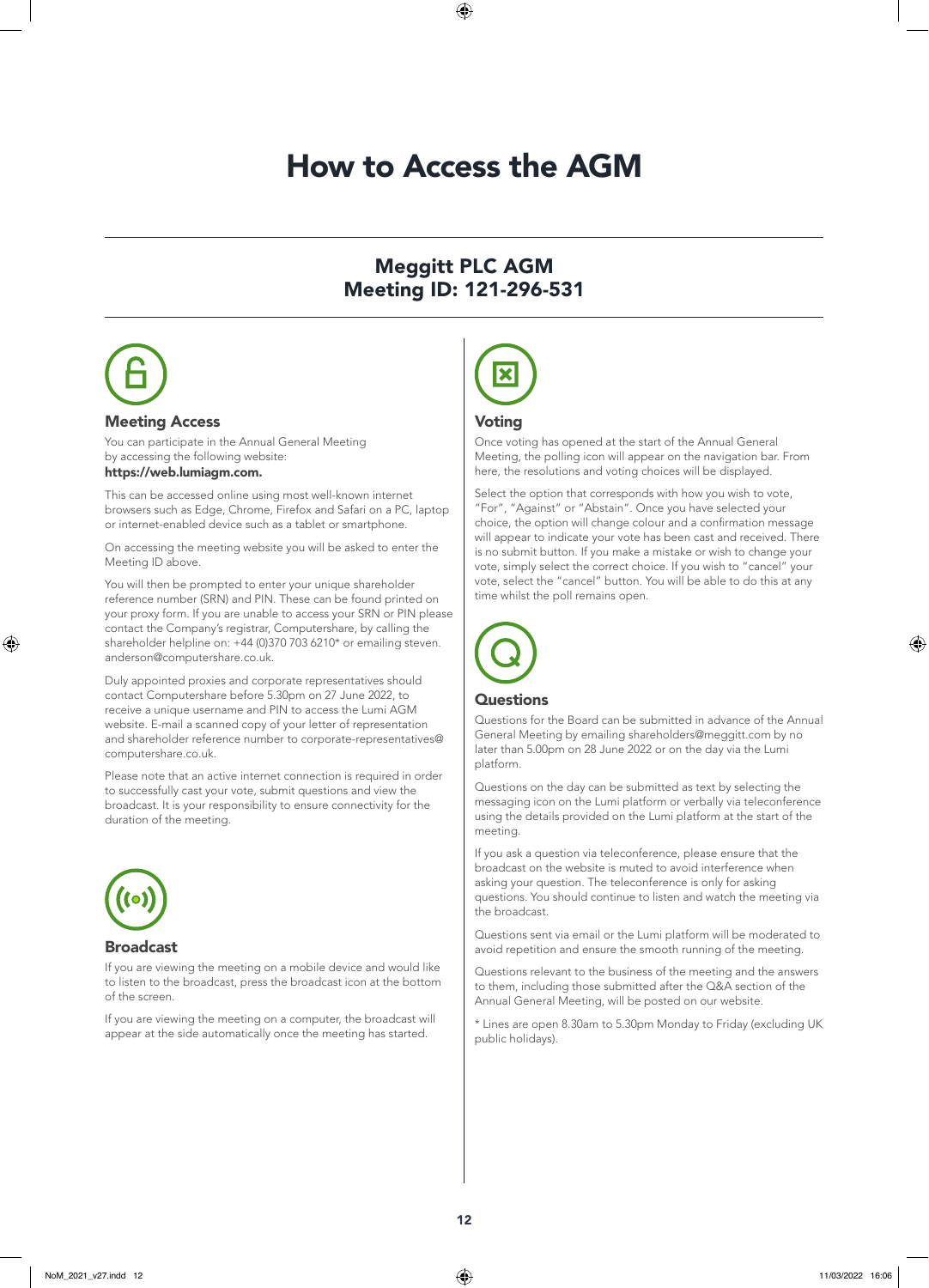# How to Access the AGM

## Meggitt PLC AGM
## Meeting ID: 121-296-531

### Meeting Access

You can participate in the Annual General Meeting by accessing the following website:
**https://web.lumiagm.com.**

This can be accessed online using most well-known internet browsers such as Edge, Chrome, Firefox and Safari on a PC, laptop or internet-enabled device such as a tablet or smartphone.

On accessing the meeting website you will be asked to enter the Meeting ID above.

You will then be prompted to enter your unique shareholder reference number (SRN) and PIN. These can be found printed on your proxy form. If you are unable to access your SRN or PIN please contact the Company's registrar, Computershare, by calling the shareholder helpline on: +44 (0)370 703 6210* or emailing steven.anderson@computershare.co.uk.

Duly appointed proxies and corporate representatives should contact Computershare before 5.30pm on 27 June 2022, to receive a unique username and PIN to access the Lumi AGM website. E-mail a scanned copy of your letter of representation and shareholder reference number to corporate-representatives@computershare.co.uk.

Please note that an active internet connection is required in order to successfully cast your vote, submit questions and view the broadcast. It is your responsibility to ensure connectivity for the duration of the meeting.

### Broadcast

If you are viewing the meeting on a mobile device and would like to listen to the broadcast, press the broadcast icon at the bottom of the screen.

If you are viewing the meeting on a computer, the broadcast will appear at the side automatically once the meeting has started.

### Voting

Once voting has opened at the start of the Annual General Meeting, the polling icon will appear on the navigation bar. From here, the resolutions and voting choices will be displayed.

Select the option that corresponds with how you wish to vote, "For", "Against" or "Abstain". Once you have selected your choice, the option will change colour and a confirmation message will appear to indicate your vote has been cast and received. There is no submit button. If you make a mistake or wish to change your vote, simply select the correct choice. If you wish to "cancel" your vote, select the "cancel" button. You will be able to do this at any time whilst the poll remains open.

### Questions

Questions for the Board can be submitted in advance of the Annual General Meeting by emailing shareholders@meggitt.com by no later than 5.00pm on 28 June 2022 or on the day via the Lumi platform.

Questions on the day can be submitted as text by selecting the messaging icon on the Lumi platform or verbally via teleconference using the details provided on the Lumi platform at the start of the meeting.

If you ask a question via teleconference, please ensure that the broadcast on the website is muted to avoid interference when asking your question. The teleconference is only for asking questions. You should continue to listen and watch the meeting via the broadcast.

Questions sent via email or the Lumi platform will be moderated to avoid repetition and ensure the smooth running of the meeting.

Questions relevant to the business of the meeting and the answers to them, including those submitted after the Q&A section of the Annual General Meeting, will be posted on our website.

\* Lines are open 8.30am to 5.30pm Monday to Friday (excluding UK public holidays).